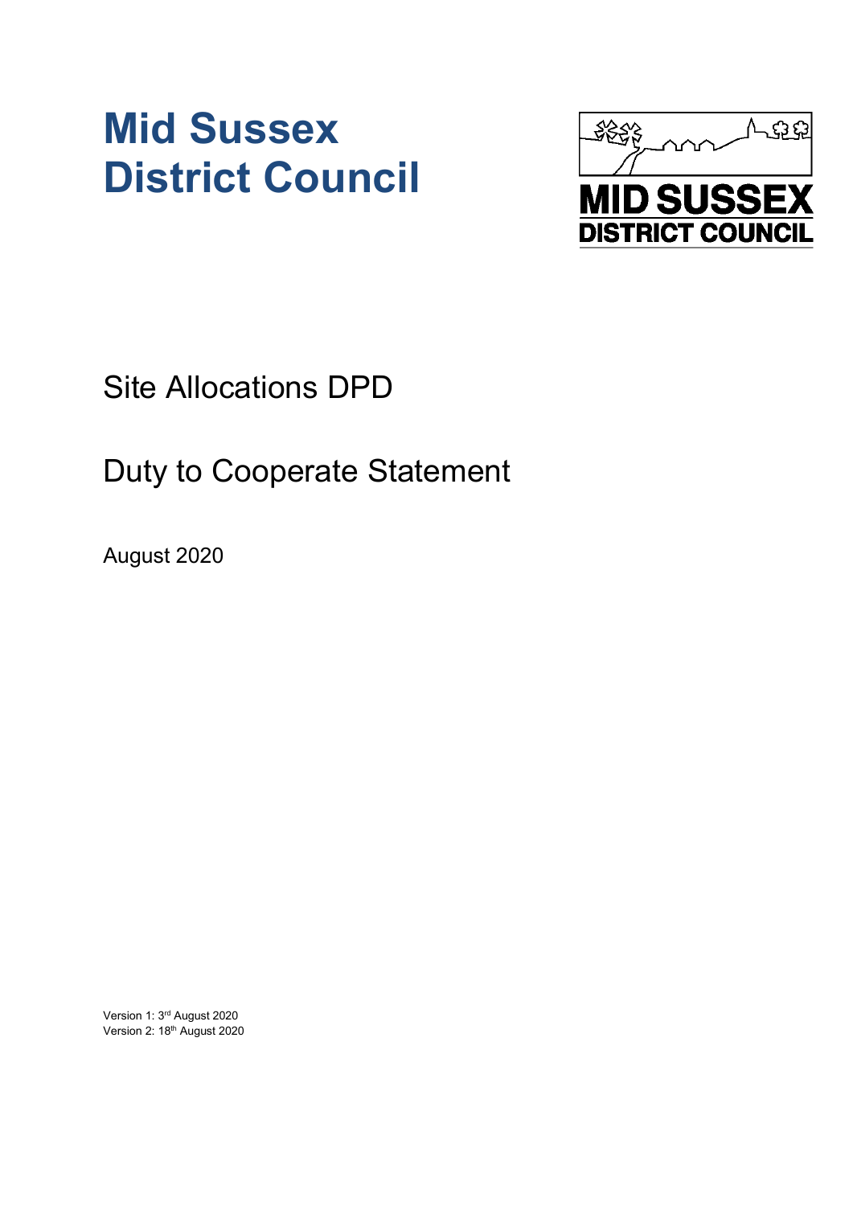# Mid Sussex District Council

Site Allocations DPD

Duty to Cooperate Statement

August 2020

Version 1: 3rd August 2020
Version 2: 18th August 2020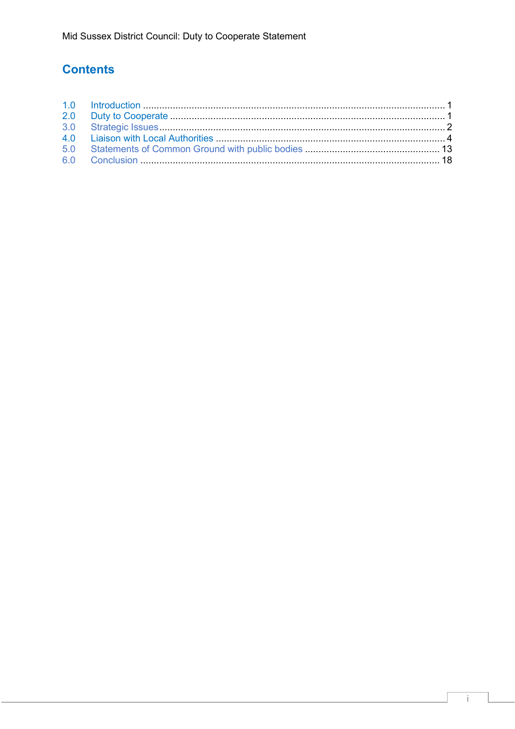# Contents

1.0 Introduction ............................................................ 1
2.0 Duty to Cooperate ............................................................ 1
3.0 Strategic Issues ............................................................ 2
4.0 Liaison with Local Authorities ............................................................ 4
5.0 Statements of Common Ground with public bodies ............................................................ 13
6.0 Conclusion ............................................................ 18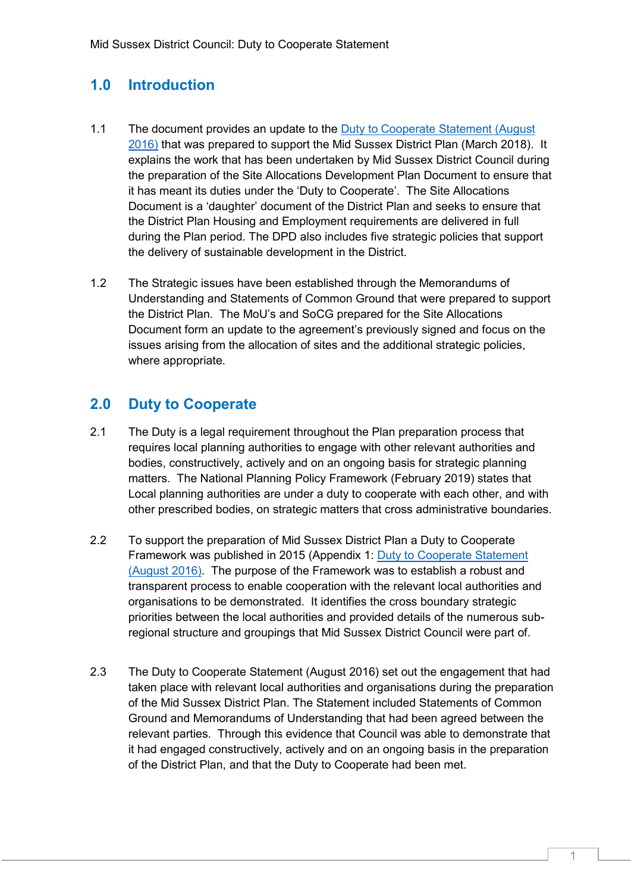## 1.0 Introduction

1.1 The document provides an update to the Duty to Cooperate Statement (August 2016) that was prepared to support the Mid Sussex District Plan (March 2018). It explains the work that has been undertaken by Mid Sussex District Council during the preparation of the Site Allocations Development Plan Document to ensure that it has meant its duties under the 'Duty to Cooperate'. The Site Allocations Document is a 'daughter' document of the District Plan and seeks to ensure that the District Plan Housing and Employment requirements are delivered in full during the Plan period. The DPD also includes five strategic policies that support the delivery of sustainable development in the District.

1.2 The Strategic issues have been established through the Memorandums of Understanding and Statements of Common Ground that were prepared to support the District Plan. The MoU's and SoCG prepared for the Site Allocations Document form an update to the agreement's previously signed and focus on the issues arising from the allocation of sites and the additional strategic policies, where appropriate.

## 2.0 Duty to Cooperate

2.1 The Duty is a legal requirement throughout the Plan preparation process that requires local planning authorities to engage with other relevant authorities and bodies, constructively, actively and on an ongoing basis for strategic planning matters. The National Planning Policy Framework (February 2019) states that Local planning authorities are under a duty to cooperate with each other, and with other prescribed bodies, on strategic matters that cross administrative boundaries.

2.2 To support the preparation of Mid Sussex District Plan a Duty to Cooperate Framework was published in 2015 (Appendix 1: Duty to Cooperate Statement (August 2016). The purpose of the Framework was to establish a robust and transparent process to enable cooperation with the relevant local authorities and organisations to be demonstrated. It identifies the cross boundary strategic priorities between the local authorities and provided details of the numerous sub-regional structure and groupings that Mid Sussex District Council were part of.

2.3 The Duty to Cooperate Statement (August 2016) set out the engagement that had taken place with relevant local authorities and organisations during the preparation of the Mid Sussex District Plan. The Statement included Statements of Common Ground and Memorandums of Understanding that had been agreed between the relevant parties. Through this evidence that Council was able to demonstrate that it had engaged constructively, actively and on an ongoing basis in the preparation of the District Plan, and that the Duty to Cooperate had been met.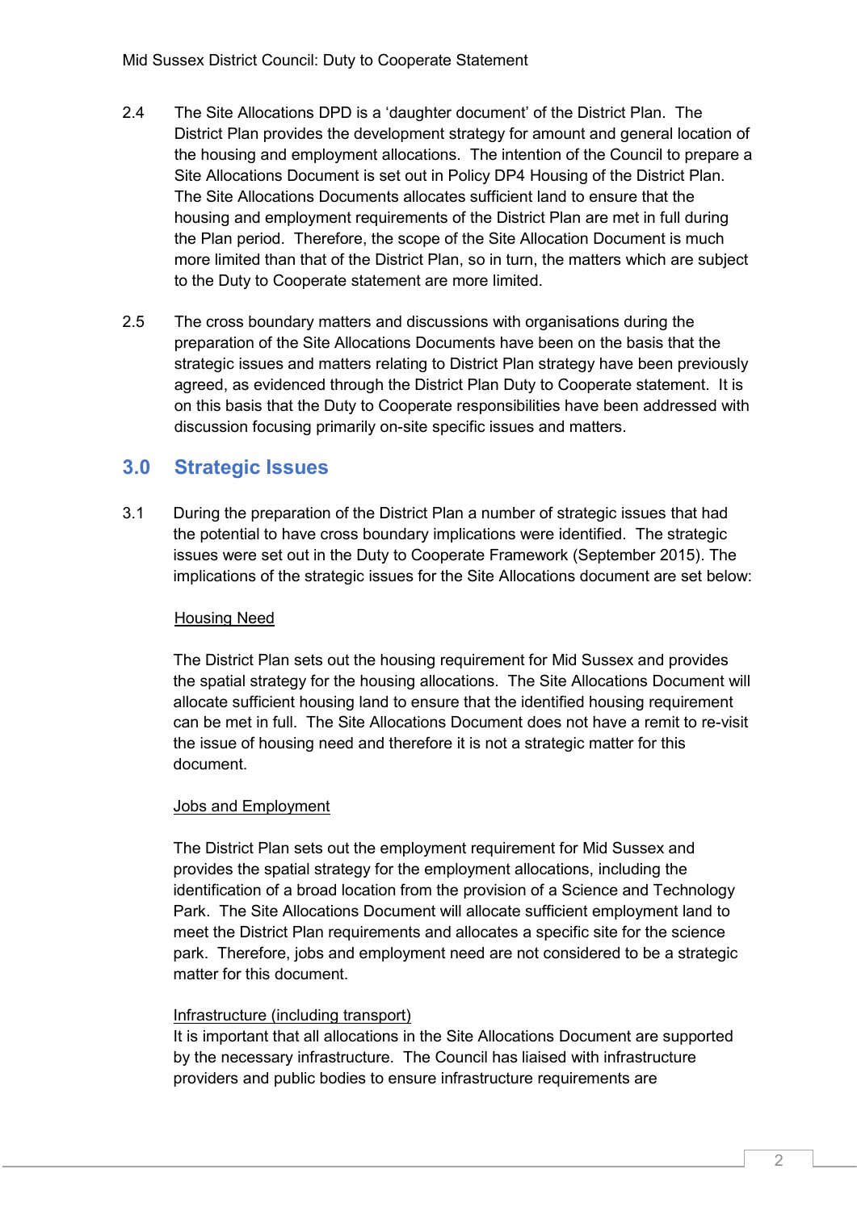2.4 The Site Allocations DPD is a 'daughter document' of the District Plan. The District Plan provides the development strategy for amount and general location of the housing and employment allocations. The intention of the Council to prepare a Site Allocations Document is set out in Policy DP4 Housing of the District Plan. The Site Allocations Documents allocates sufficient land to ensure that the housing and employment requirements of the District Plan are met in full during the Plan period. Therefore, the scope of the Site Allocation Document is much more limited than that of the District Plan, so in turn, the matters which are subject to the Duty to Cooperate statement are more limited.

2.5 The cross boundary matters and discussions with organisations during the preparation of the Site Allocations Documents have been on the basis that the strategic issues and matters relating to District Plan strategy have been previously agreed, as evidenced through the District Plan Duty to Cooperate statement. It is on this basis that the Duty to Cooperate responsibilities have been addressed with discussion focusing primarily on-site specific issues and matters.

## 3.0 Strategic Issues

3.1 During the preparation of the District Plan a number of strategic issues that had the potential to have cross boundary implications were identified. The strategic issues were set out in the Duty to Cooperate Framework (September 2015). The implications of the strategic issues for the Site Allocations document are set below:

<u>Housing Need</u>

The District Plan sets out the housing requirement for Mid Sussex and provides the spatial strategy for the housing allocations. The Site Allocations Document will allocate sufficient housing land to ensure that the identified housing requirement can be met in full. The Site Allocations Document does not have a remit to re-visit the issue of housing need and therefore it is not a strategic matter for this document.

<u>Jobs and Employment</u>

The District Plan sets out the employment requirement for Mid Sussex and provides the spatial strategy for the employment allocations, including the identification of a broad location from the provision of a Science and Technology Park. The Site Allocations Document will allocate sufficient employment land to meet the District Plan requirements and allocates a specific site for the science park. Therefore, jobs and employment need are not considered to be a strategic matter for this document.

<u>Infrastructure (including transport)</u>

It is important that all allocations in the Site Allocations Document are supported by the necessary infrastructure. The Council has liaised with infrastructure providers and public bodies to ensure infrastructure requirements are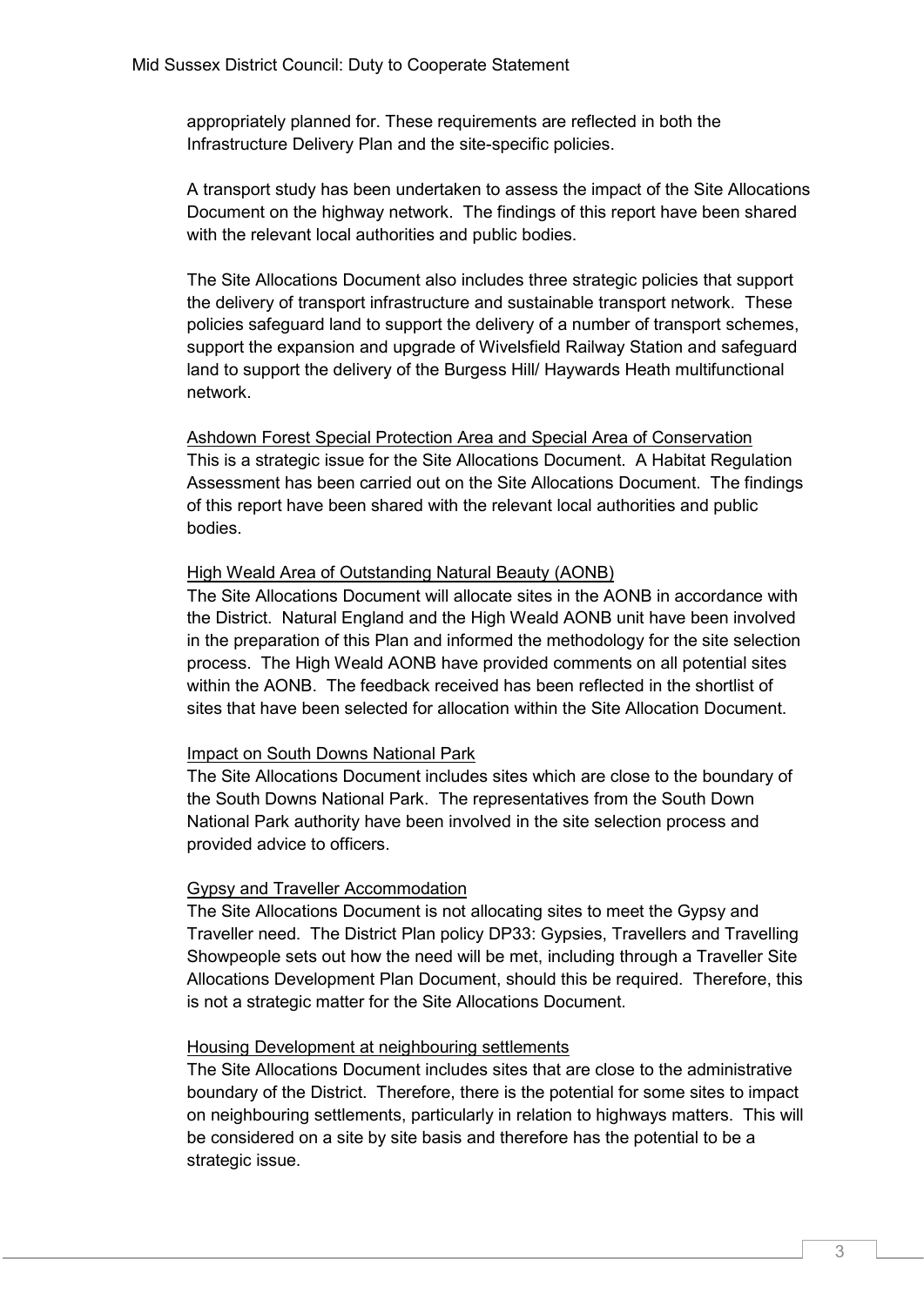appropriately planned for. These requirements are reflected in both the Infrastructure Delivery Plan and the site-specific policies.

A transport study has been undertaken to assess the impact of the Site Allocations Document on the highway network. The findings of this report have been shared with the relevant local authorities and public bodies.

The Site Allocations Document also includes three strategic policies that support the delivery of transport infrastructure and sustainable transport network. These policies safeguard land to support the delivery of a number of transport schemes, support the expansion and upgrade of Wivelsfield Railway Station and safeguard land to support the delivery of the Burgess Hill/ Haywards Heath multifunctional network.

<u>Ashdown Forest Special Protection Area and Special Area of Conservation</u>
This is a strategic issue for the Site Allocations Document. A Habitat Regulation Assessment has been carried out on the Site Allocations Document. The findings of this report have been shared with the relevant local authorities and public bodies.

<u>High Weald Area of Outstanding Natural Beauty (AONB)</u>
The Site Allocations Document will allocate sites in the AONB in accordance with the District. Natural England and the High Weald AONB unit have been involved in the preparation of this Plan and informed the methodology for the site selection process. The High Weald AONB have provided comments on all potential sites within the AONB. The feedback received has been reflected in the shortlist of sites that have been selected for allocation within the Site Allocation Document.

<u>Impact on South Downs National Park</u>
The Site Allocations Document includes sites which are close to the boundary of the South Downs National Park. The representatives from the South Down National Park authority have been involved in the site selection process and provided advice to officers.

<u>Gypsy and Traveller Accommodation</u>
The Site Allocations Document is not allocating sites to meet the Gypsy and Traveller need. The District Plan policy DP33: Gypsies, Travellers and Travelling Showpeople sets out how the need will be met, including through a Traveller Site Allocations Development Plan Document, should this be required. Therefore, this is not a strategic matter for the Site Allocations Document.

<u>Housing Development at neighbouring settlements</u>
The Site Allocations Document includes sites that are close to the administrative boundary of the District. Therefore, there is the potential for some sites to impact on neighbouring settlements, particularly in relation to highways matters. This will be considered on a site by site basis and therefore has the potential to be a strategic issue.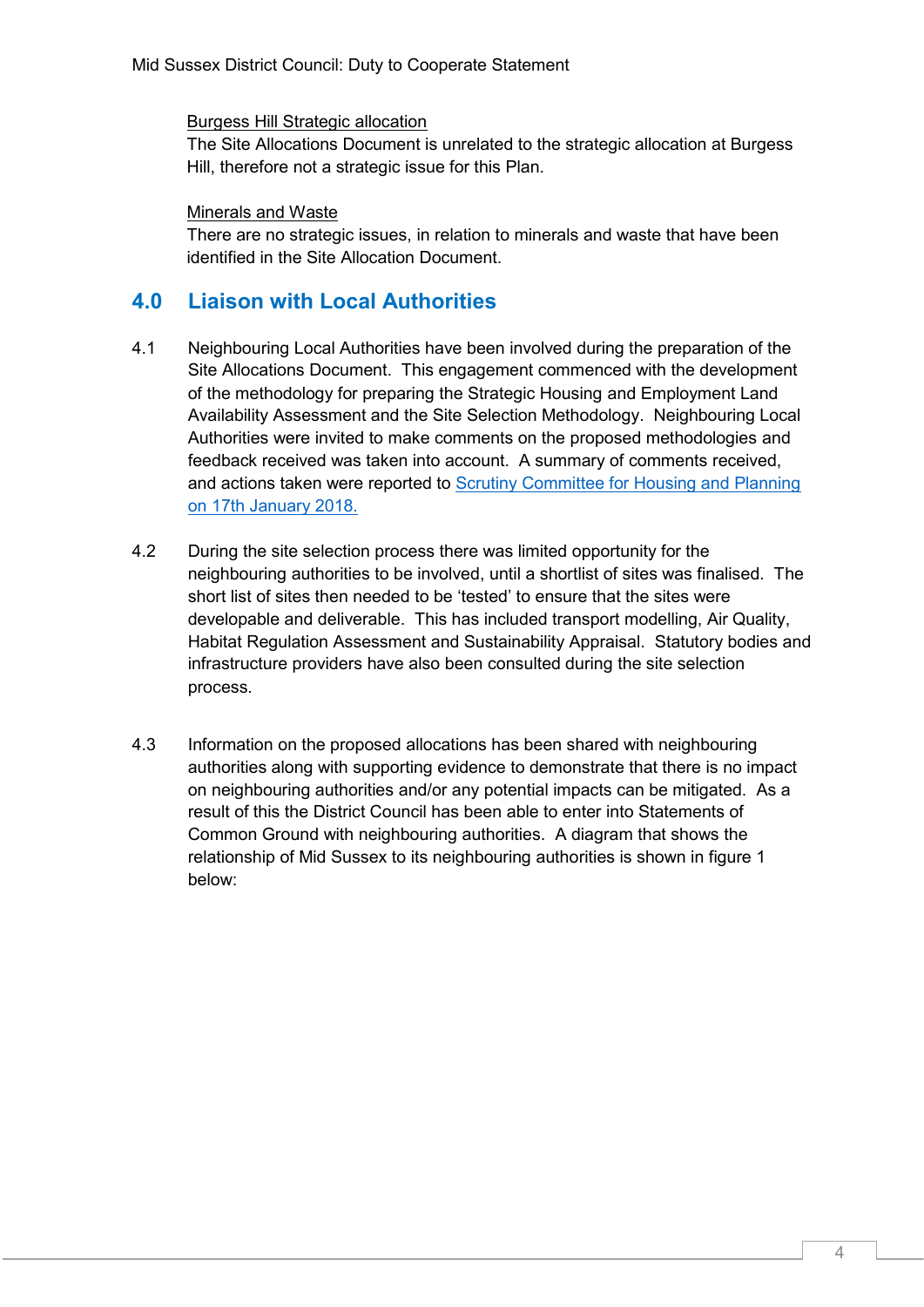Burgess Hill Strategic allocation

The Site Allocations Document is unrelated to the strategic allocation at Burgess Hill, therefore not a strategic issue for this Plan.

Minerals and Waste

There are no strategic issues, in relation to minerals and waste that have been identified in the Site Allocation Document.

## 4.0 Liaison with Local Authorities

4.1 Neighbouring Local Authorities have been involved during the preparation of the Site Allocations Document. This engagement commenced with the development of the methodology for preparing the Strategic Housing and Employment Land Availability Assessment and the Site Selection Methodology. Neighbouring Local Authorities were invited to make comments on the proposed methodologies and feedback received was taken into account. A summary of comments received, and actions taken were reported to Scrutiny Committee for Housing and Planning on 17th January 2018.

4.2 During the site selection process there was limited opportunity for the neighbouring authorities to be involved, until a shortlist of sites was finalised. The short list of sites then needed to be 'tested' to ensure that the sites were developable and deliverable. This has included transport modelling, Air Quality, Habitat Regulation Assessment and Sustainability Appraisal. Statutory bodies and infrastructure providers have also been consulted during the site selection process.

4.3 Information on the proposed allocations has been shared with neighbouring authorities along with supporting evidence to demonstrate that there is no impact on neighbouring authorities and/or any potential impacts can be mitigated. As a result of this the District Council has been able to enter into Statements of Common Ground with neighbouring authorities. A diagram that shows the relationship of Mid Sussex to its neighbouring authorities is shown in figure 1 below: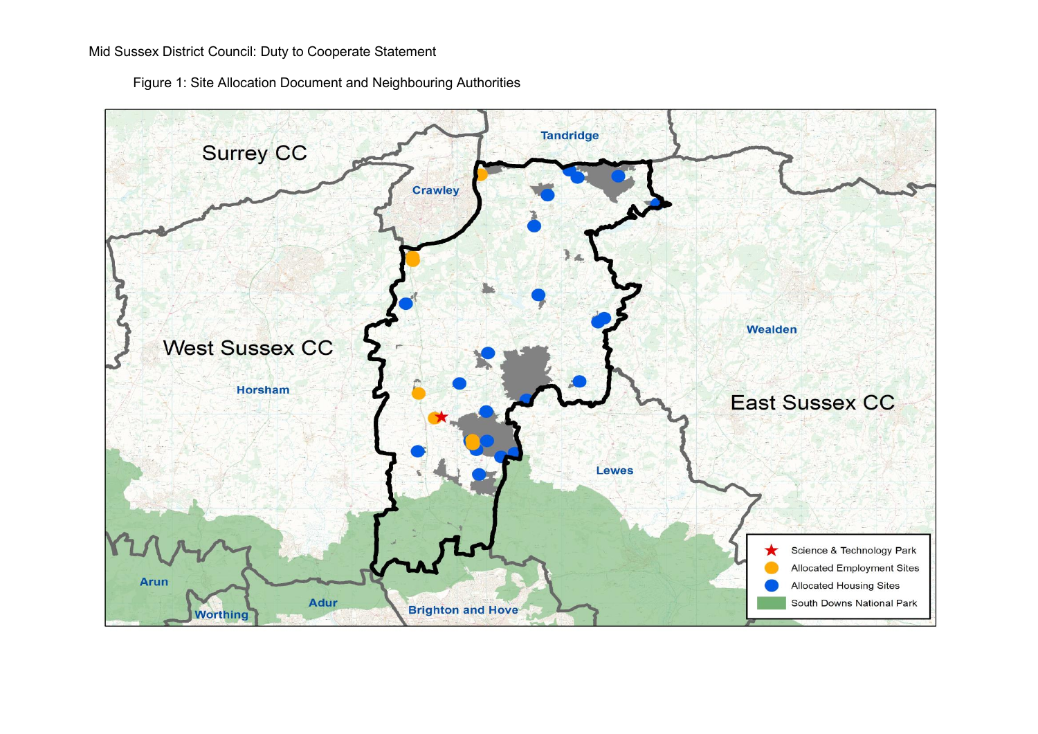Mid Sussex District Council: Duty to Cooperate Statement

Figure 1: Site Allocation Document and Neighbouring Authorities

Surrey CC

Tandridge

Crawley

West Sussex CC

Horsham

Wealden

East Sussex CC

Lewes

Arun

Worthing

Adur

Brighton and Hove

| Legend |
| --- |
| Science & Technology Park |
| Allocated Employment Sites |
| Allocated Housing Sites |
| South Downs National Park |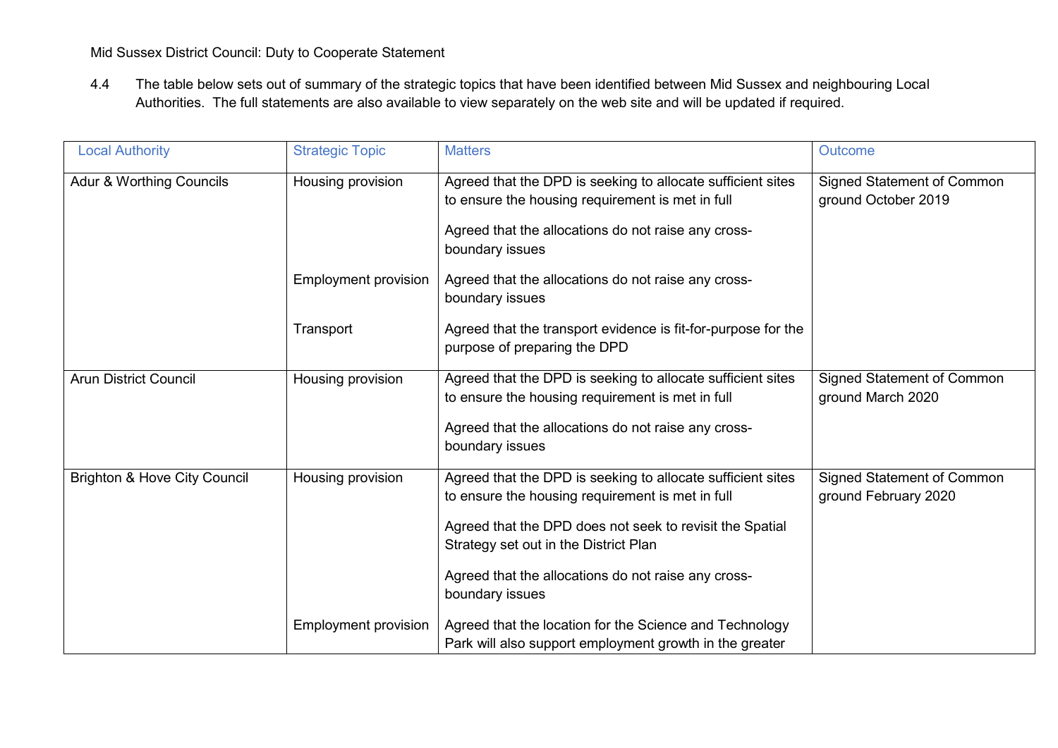4.4 The table below sets out of summary of the strategic topics that have been identified between Mid Sussex and neighbouring Local Authorities. The full statements are also available to view separately on the web site and will be updated if required.

| Local Authority | Strategic Topic | Matters | Outcome |
|---|---|---|---|
| Adur & Worthing Councils | Housing provision | Agreed that the DPD is seeking to allocate sufficient sites to ensure the housing requirement is met in full<br><br>Agreed that the allocations do not raise any cross-boundary issues | Signed Statement of Common ground October 2019 |
| | Employment provision | Agreed that the allocations do not raise any cross-boundary issues | |
| | Transport | Agreed that the transport evidence is fit-for-purpose for the purpose of preparing the DPD | |
| Arun District Council | Housing provision | Agreed that the DPD is seeking to allocate sufficient sites to ensure the housing requirement is met in full<br><br>Agreed that the allocations do not raise any cross-boundary issues | Signed Statement of Common ground March 2020 |
| Brighton & Hove City Council | Housing provision | Agreed that the DPD is seeking to allocate sufficient sites to ensure the housing requirement is met in full<br><br>Agreed that the DPD does not seek to revisit the Spatial Strategy set out in the District Plan<br><br>Agreed that the allocations do not raise any cross-boundary issues | Signed Statement of Common ground February 2020 |
| | Employment provision | Agreed that the location for the Science and Technology Park will also support employment growth in the greater | |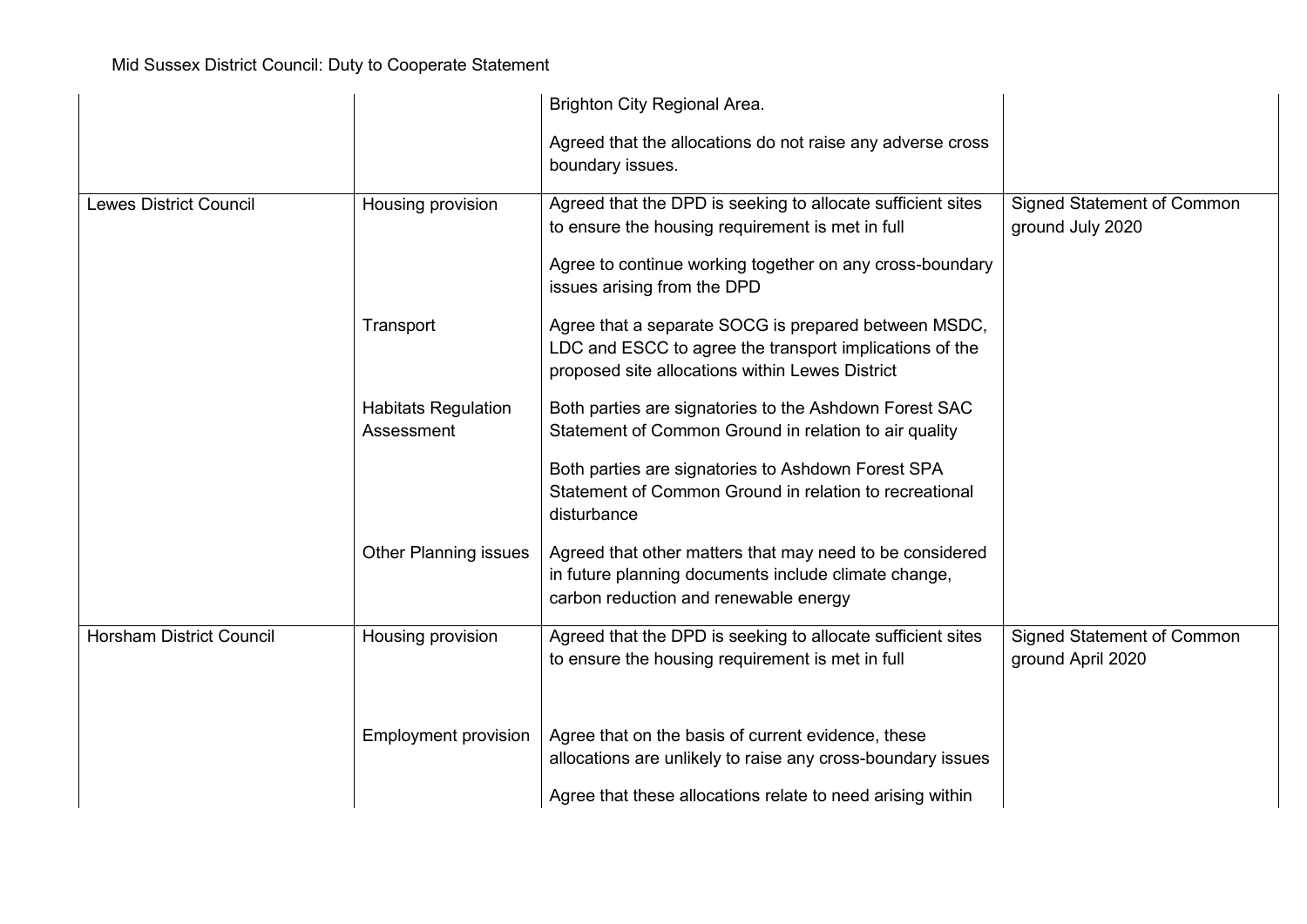| | | | |
|---|---|---|---|
| | | Brighton City Regional Area.<br><br>Agreed that the allocations do not raise any adverse cross boundary issues. | |
| Lewes District Council | Housing provision | Agreed that the DPD is seeking to allocate sufficient sites to ensure the housing requirement is met in full<br><br>Agree to continue working together on any cross-boundary issues arising from the DPD | Signed Statement of Common ground July 2020 |
| | Transport | Agree that a separate SOCG is prepared between MSDC, LDC and ESCC to agree the transport implications of the proposed site allocations within Lewes District | |
| | Habitats Regulation Assessment | Both parties are signatories to the Ashdown Forest SAC Statement of Common Ground in relation to air quality<br><br>Both parties are signatories to Ashdown Forest SPA Statement of Common Ground in relation to recreational disturbance | |
| | Other Planning issues | Agreed that other matters that may need to be considered in future planning documents include climate change, carbon reduction and renewable energy | |
| Horsham District Council | Housing provision | Agreed that the DPD is seeking to allocate sufficient sites to ensure the housing requirement is met in full | Signed Statement of Common ground April 2020 |
| | Employment provision | Agree that on the basis of current evidence, these allocations are unlikely to raise any cross-boundary issues<br><br>Agree that these allocations relate to need arising within | |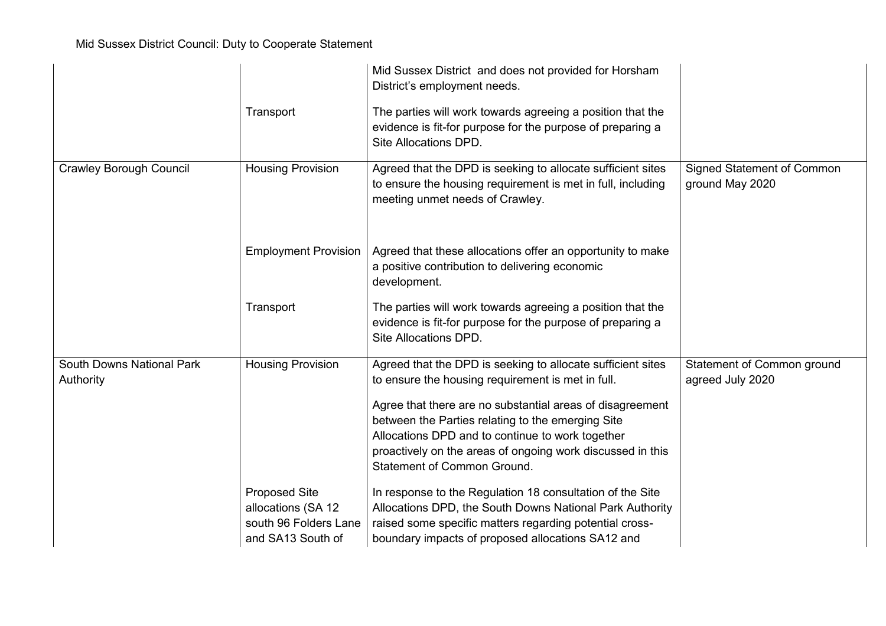| | | | |
|---|---|---|---|
| | | Mid Sussex District and does not provided for Horsham District's employment needs. | |
| | Transport | The parties will work towards agreeing a position that the evidence is fit-for purpose for the purpose of preparing a Site Allocations DPD. | |
| Crawley Borough Council | Housing Provision | Agreed that the DPD is seeking to allocate sufficient sites to ensure the housing requirement is met in full, including meeting unmet needs of Crawley. | Signed Statement of Common ground May 2020 |
| | Employment Provision | Agreed that these allocations offer an opportunity to make a positive contribution to delivering economic development. | |
| | Transport | The parties will work towards agreeing a position that the evidence is fit-for purpose for the purpose of preparing a Site Allocations DPD. | |
| South Downs National Park Authority | Housing Provision | Agreed that the DPD is seeking to allocate sufficient sites to ensure the housing requirement is met in full.<br><br>Agree that there are no substantial areas of disagreement between the Parties relating to the emerging Site Allocations DPD and to continue to work together proactively on the areas of ongoing work discussed in this Statement of Common Ground. | Statement of Common ground agreed July 2020 |
| | Proposed Site allocations (SA 12 south 96 Folders Lane and SA13 South of | In response to the Regulation 18 consultation of the Site Allocations DPD, the South Downs National Park Authority raised some specific matters regarding potential cross-boundary impacts of proposed allocations SA12 and | |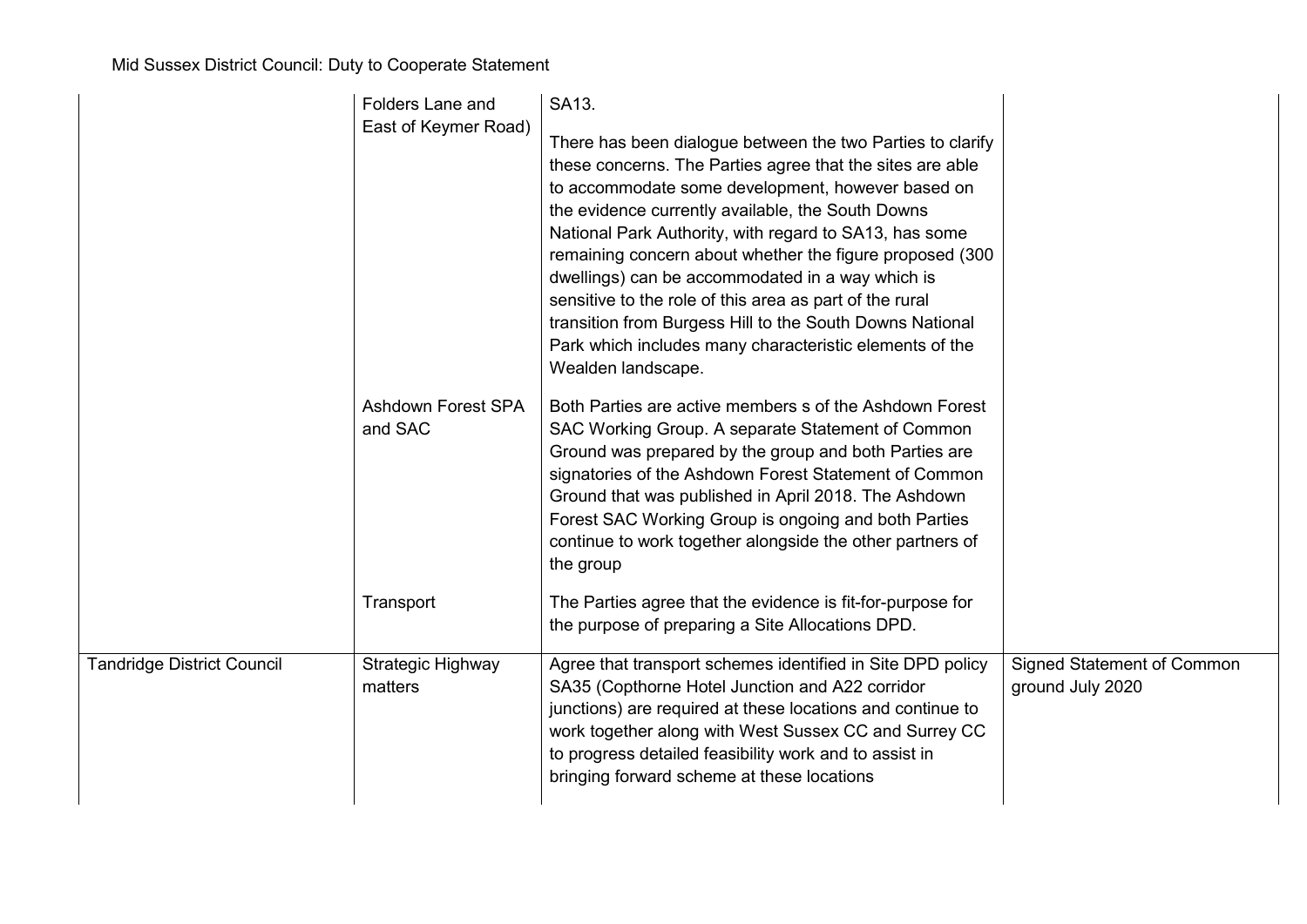| | | | |
|---|---|---|---|
| | Folders Lane and East of Keymer Road) | SA13.<br><br>There has been dialogue between the two Parties to clarify these concerns. The Parties agree that the sites are able to accommodate some development, however based on the evidence currently available, the South Downs National Park Authority, with regard to SA13, has some remaining concern about whether the figure proposed (300 dwellings) can be accommodated in a way which is sensitive to the role of this area as part of the rural transition from Burgess Hill to the South Downs National Park which includes many characteristic elements of the Wealden landscape. | |
| | Ashdown Forest SPA and SAC | Both Parties are active members s of the Ashdown Forest SAC Working Group. A separate Statement of Common Ground was prepared by the group and both Parties are signatories of the Ashdown Forest Statement of Common Ground that was published in April 2018. The Ashdown Forest SAC Working Group is ongoing and both Parties continue to work together alongside the other partners of the group | |
| | Transport | The Parties agree that the evidence is fit-for-purpose for the purpose of preparing a Site Allocations DPD. | |
| Tandridge District Council | Strategic Highway matters | Agree that transport schemes identified in Site DPD policy SA35 (Copthorne Hotel Junction and A22 corridor junctions) are required at these locations and continue to work together along with West Sussex CC and Surrey CC to progress detailed feasibility work and to assist in bringing forward scheme at these locations | Signed Statement of Common ground July 2020 |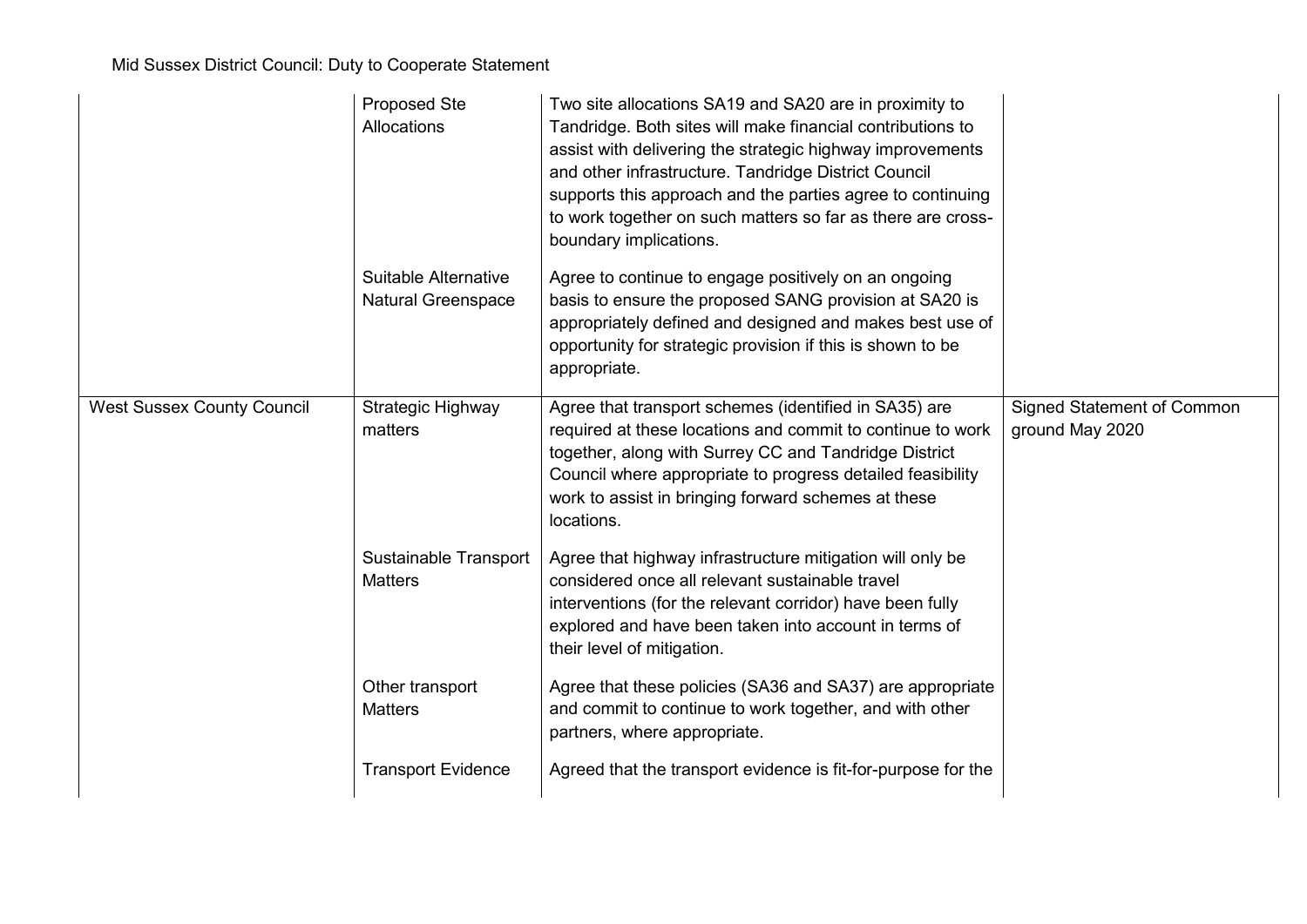| | | | |
|---|---|---|---|
| | Proposed Ste Allocations | Two site allocations SA19 and SA20 are in proximity to Tandridge. Both sites will make financial contributions to assist with delivering the strategic highway improvements and other infrastructure. Tandridge District Council supports this approach and the parties agree to continuing to work together on such matters so far as there are cross-boundary implications. | |
| | Suitable Alternative Natural Greenspace | Agree to continue to engage positively on an ongoing basis to ensure the proposed SANG provision at SA20 is appropriately defined and designed and makes best use of opportunity for strategic provision if this is shown to be appropriate. | |
| West Sussex County Council | Strategic Highway matters | Agree that transport schemes (identified in SA35) are required at these locations and commit to continue to work together, along with Surrey CC and Tandridge District Council where appropriate to progress detailed feasibility work to assist in bringing forward schemes at these locations. | Signed Statement of Common ground May 2020 |
| | Sustainable Transport Matters | Agree that highway infrastructure mitigation will only be considered once all relevant sustainable travel interventions (for the relevant corridor) have been fully explored and have been taken into account in terms of their level of mitigation. | |
| | Other transport Matters | Agree that these policies (SA36 and SA37) are appropriate and commit to continue to work together, and with other partners, where appropriate. | |
| | Transport Evidence | Agreed that the transport evidence is fit-for-purpose for the | |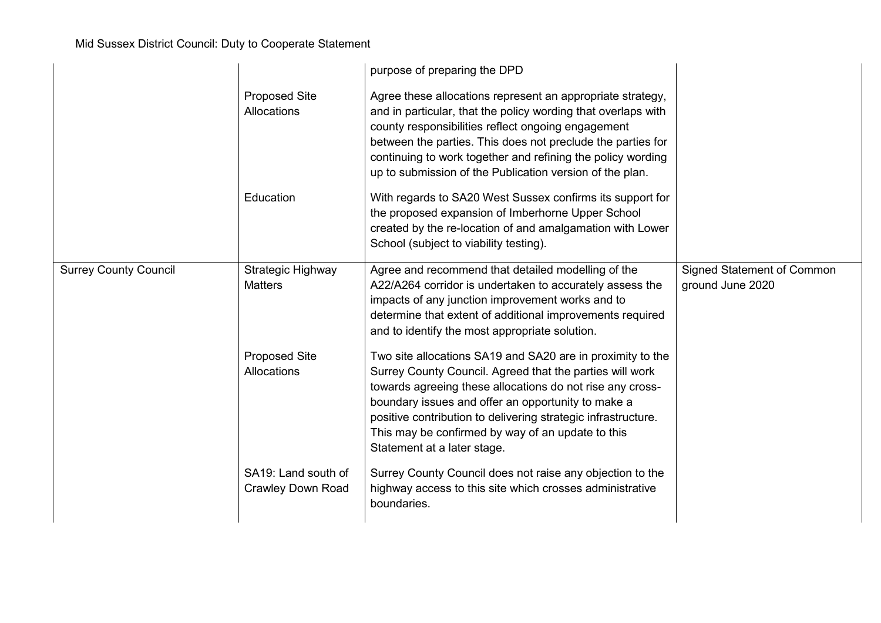| | | | |
|---|---|---|---|
| | | purpose of preparing the DPD | |
| | Proposed Site Allocations | Agree these allocations represent an appropriate strategy, and in particular, that the policy wording that overlaps with county responsibilities reflect ongoing engagement between the parties. This does not preclude the parties for continuing to work together and refining the policy wording up to submission of the Publication version of the plan. | |
| | Education | With regards to SA20 West Sussex confirms its support for the proposed expansion of Imberhorne Upper School created by the re-location of and amalgamation with Lower School (subject to viability testing). | |
| Surrey County Council | Strategic Highway Matters | Agree and recommend that detailed modelling of the A22/A264 corridor is undertaken to accurately assess the impacts of any junction improvement works and to determine that extent of additional improvements required and to identify the most appropriate solution. | Signed Statement of Common ground June 2020 |
| | Proposed Site Allocations | Two site allocations SA19 and SA20 are in proximity to the Surrey County Council. Agreed that the parties will work towards agreeing these allocations do not rise any cross-boundary issues and offer an opportunity to make a positive contribution to delivering strategic infrastructure. This may be confirmed by way of an update to this Statement at a later stage. | |
| | SA19: Land south of Crawley Down Road | Surrey County Council does not raise any objection to the highway access to this site which crosses administrative boundaries. | |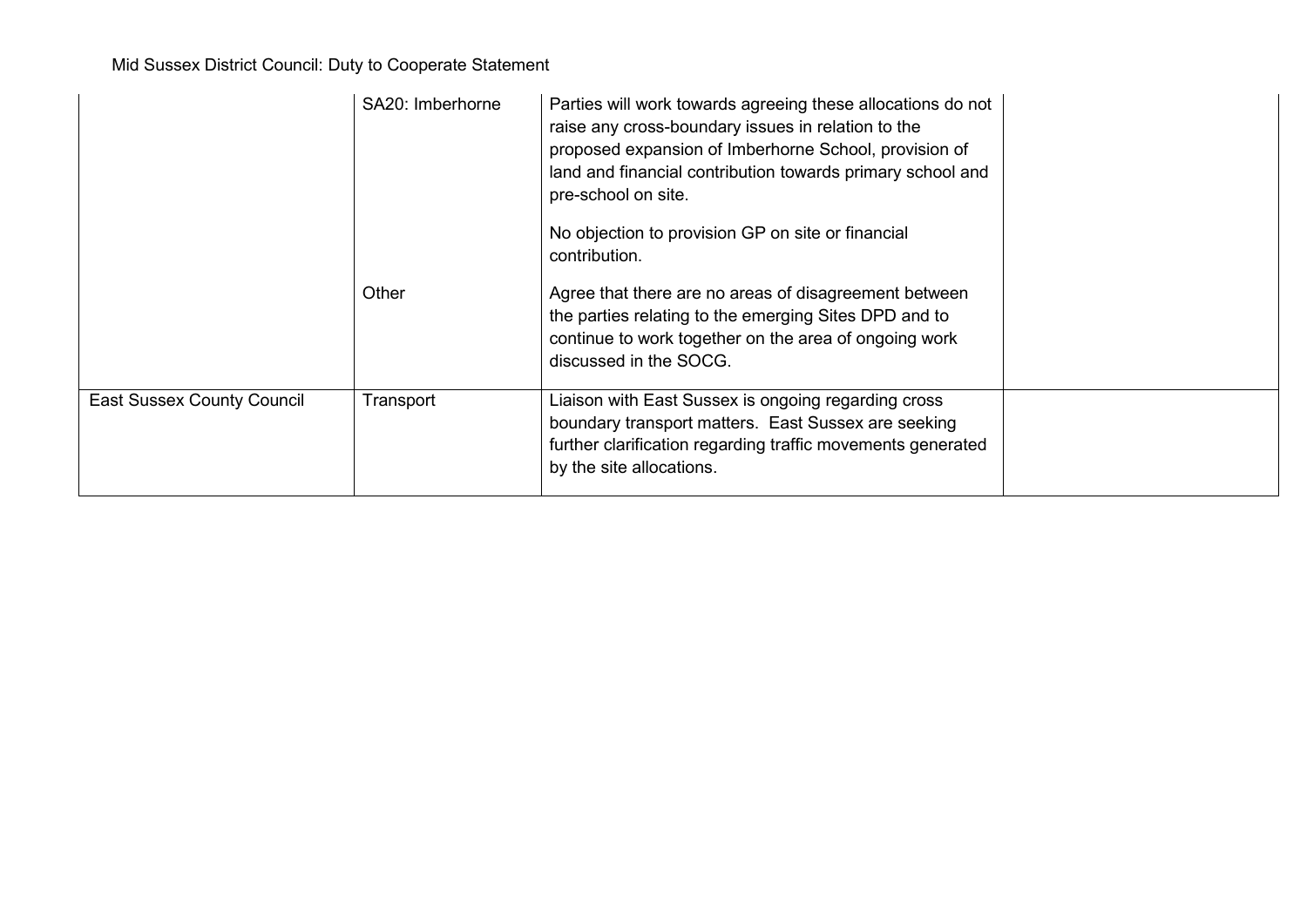| | | | |
|---|---|---|---|
| | SA20: Imberhorne | Parties will work towards agreeing these allocations do not raise any cross-boundary issues in relation to the proposed expansion of Imberhorne School, provision of land and financial contribution towards primary school and pre-school on site.<br><br>No objection to provision GP on site or financial contribution. | |
| | Other | Agree that there are no areas of disagreement between the parties relating to the emerging Sites DPD and to continue to work together on the area of ongoing work discussed in the SOCG. | |
| East Sussex County Council | Transport | Liaison with East Sussex is ongoing regarding cross boundary transport matters. East Sussex are seeking further clarification regarding traffic movements generated by the site allocations. | |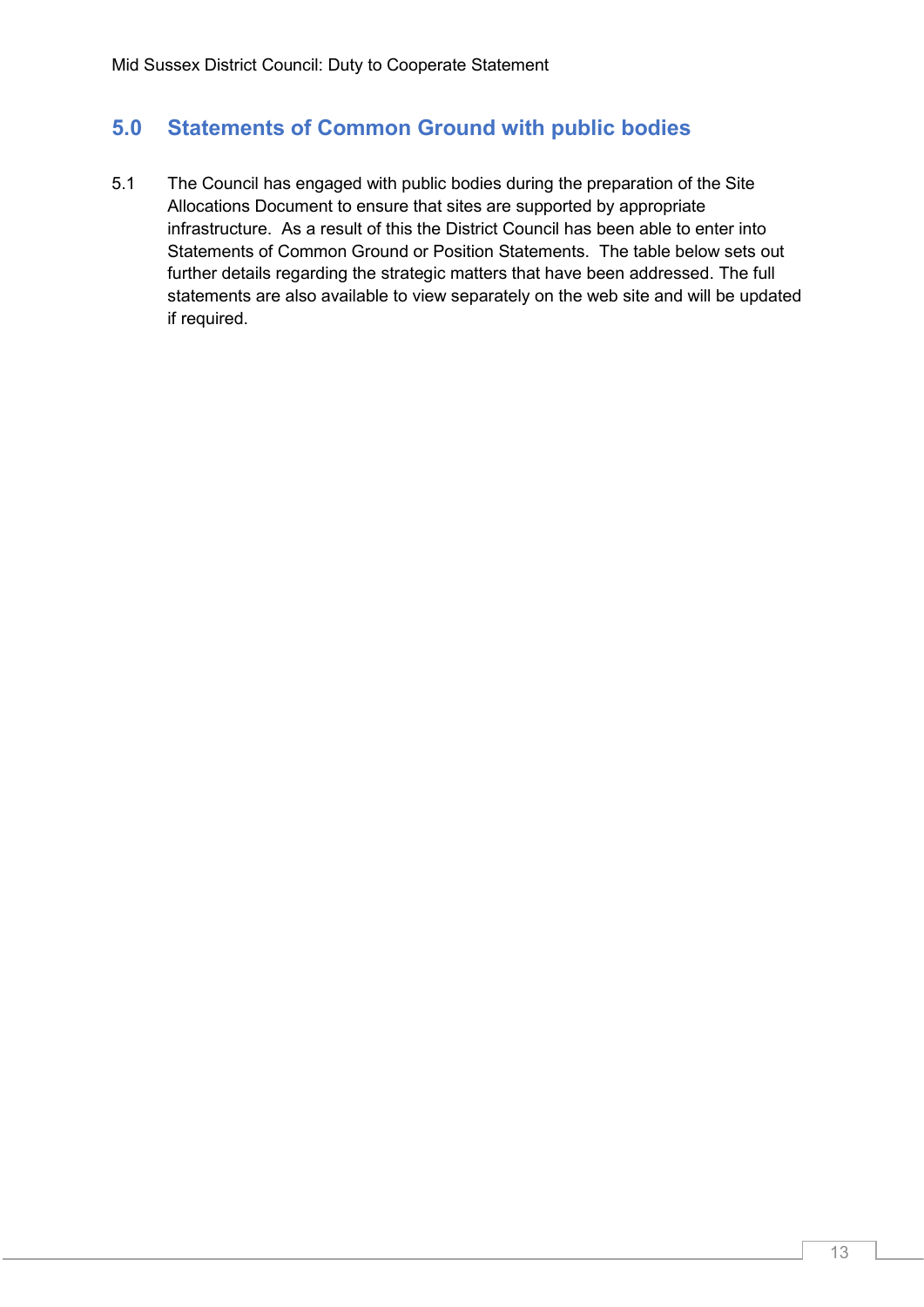## 5.0 Statements of Common Ground with public bodies

5.1 The Council has engaged with public bodies during the preparation of the Site Allocations Document to ensure that sites are supported by appropriate infrastructure. As a result of this the District Council has been able to enter into Statements of Common Ground or Position Statements. The table below sets out further details regarding the strategic matters that have been addressed. The full statements are also available to view separately on the web site and will be updated if required.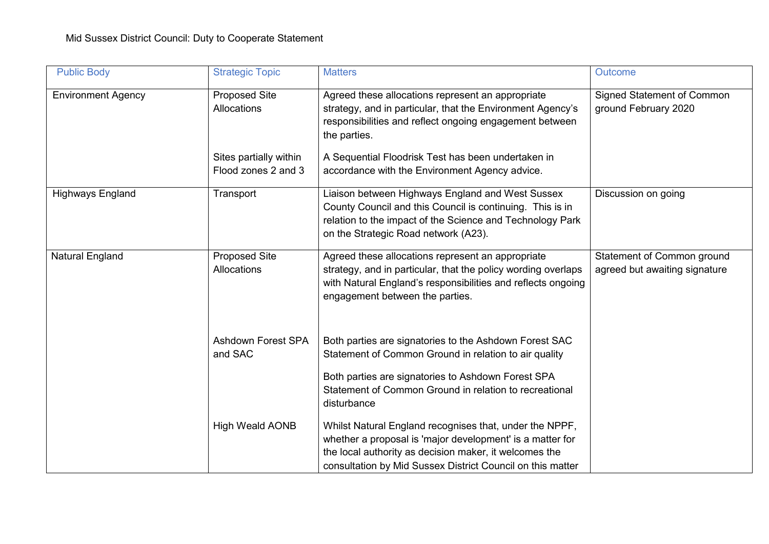Mid Sussex District Council: Duty to Cooperate Statement

| Public Body | Strategic Topic | Matters | Outcome |
| --- | --- | --- | --- |
| Environment Agency | Proposed Site Allocations | Agreed these allocations represent an appropriate strategy, and in particular, that the Environment Agency's responsibilities and reflect ongoing engagement between the parties. | Signed Statement of Common ground February 2020 |
| | Sites partially within Flood zones 2 and 3 | A Sequential Floodrisk Test has been undertaken in accordance with the Environment Agency advice. | |
| Highways England | Transport | Liaison between Highways England and West Sussex County Council and this Council is continuing. This is in relation to the impact of the Science and Technology Park on the Strategic Road network (A23). | Discussion on going |
| Natural England | Proposed Site Allocations | Agreed these allocations represent an appropriate strategy, and in particular, that the policy wording overlaps with Natural England's responsibilities and reflects ongoing engagement between the parties. | Statement of Common ground agreed but awaiting signature |
| | Ashdown Forest SPA and SAC | Both parties are signatories to the Ashdown Forest SAC Statement of Common Ground in relation to air quality<br><br>Both parties are signatories to Ashdown Forest SPA Statement of Common Ground in relation to recreational disturbance | |
| | High Weald AONB | Whilst Natural England recognises that, under the NPPF, whether a proposal is 'major development' is a matter for the local authority as decision maker, it welcomes the consultation by Mid Sussex District Council on this matter | |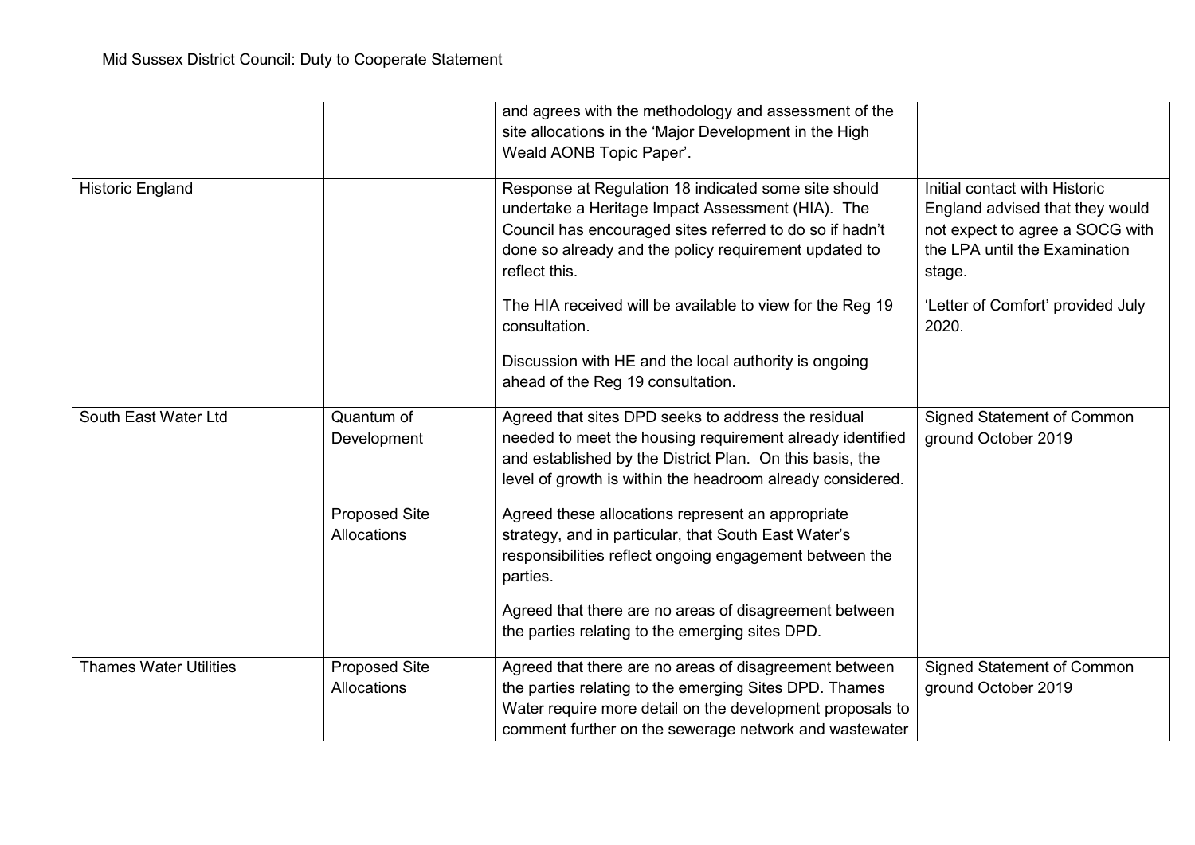| | | | |
|---|---|---|---|
| | | and agrees with the methodology and assessment of the site allocations in the 'Major Development in the High Weald AONB Topic Paper'. | |
| Historic England | | Response at Regulation 18 indicated some site should undertake a Heritage Impact Assessment (HIA). The Council has encouraged sites referred to do so if hadn't done so already and the policy requirement updated to reflect this.<br><br>The HIA received will be available to view for the Reg 19 consultation.<br><br>Discussion with HE and the local authority is ongoing ahead of the Reg 19 consultation. | Initial contact with Historic England advised that they would not expect to agree a SOCG with the LPA until the Examination stage.<br><br>'Letter of Comfort' provided July 2020. |
| South East Water Ltd | Quantum of Development | Agreed that sites DPD seeks to address the residual needed to meet the housing requirement already identified and established by the District Plan. On this basis, the level of growth is within the headroom already considered. | Signed Statement of Common ground October 2019 |
| | Proposed Site Allocations | Agreed these allocations represent an appropriate strategy, and in particular, that South East Water's responsibilities reflect ongoing engagement between the parties.<br><br>Agreed that there are no areas of disagreement between the parties relating to the emerging sites DPD. | |
| Thames Water Utilities | Proposed Site Allocations | Agreed that there are no areas of disagreement between the parties relating to the emerging Sites DPD. Thames Water require more detail on the development proposals to comment further on the sewerage network and wastewater | Signed Statement of Common ground October 2019 |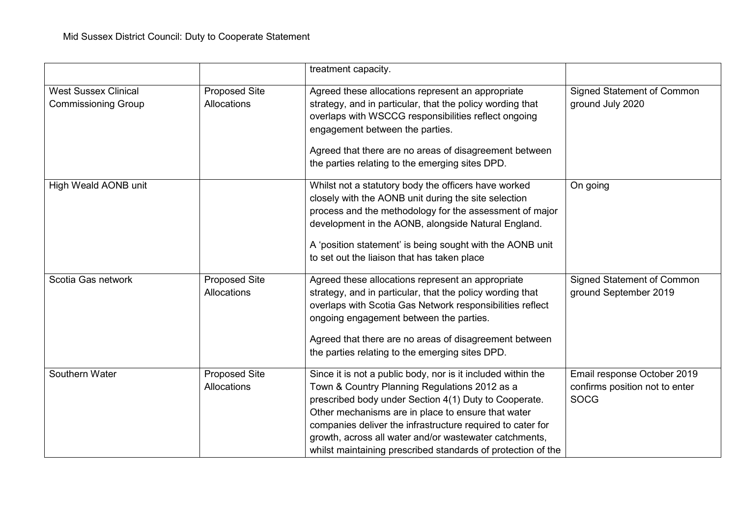|  |  | treatment capacity. |  |
|---|---|---|---|
| West Sussex Clinical Commissioning Group | Proposed Site Allocations | Agreed these allocations represent an appropriate strategy, and in particular, that the policy wording that overlaps with WSCCG responsibilities reflect ongoing engagement between the parties.<br><br>Agreed that there are no areas of disagreement between the parties relating to the emerging sites DPD. | Signed Statement of Common ground July 2020 |
| High Weald AONB unit |  | Whilst not a statutory body the officers have worked closely with the AONB unit during the site selection process and the methodology for the assessment of major development in the AONB, alongside Natural England.<br><br>A 'position statement' is being sought with the AONB unit to set out the liaison that has taken place | On going |
| Scotia Gas network | Proposed Site Allocations | Agreed these allocations represent an appropriate strategy, and in particular, that the policy wording that overlaps with Scotia Gas Network responsibilities reflect ongoing engagement between the parties.<br><br>Agreed that there are no areas of disagreement between the parties relating to the emerging sites DPD. | Signed Statement of Common ground September 2019 |
| Southern Water | Proposed Site Allocations | Since it is not a public body, nor is it included within the Town & Country Planning Regulations 2012 as a prescribed body under Section 4(1) Duty to Cooperate. Other mechanisms are in place to ensure that water companies deliver the infrastructure required to cater for growth, across all water and/or wastewater catchments, whilst maintaining prescribed standards of protection of the | Email response October 2019 confirms position not to enter SOCG |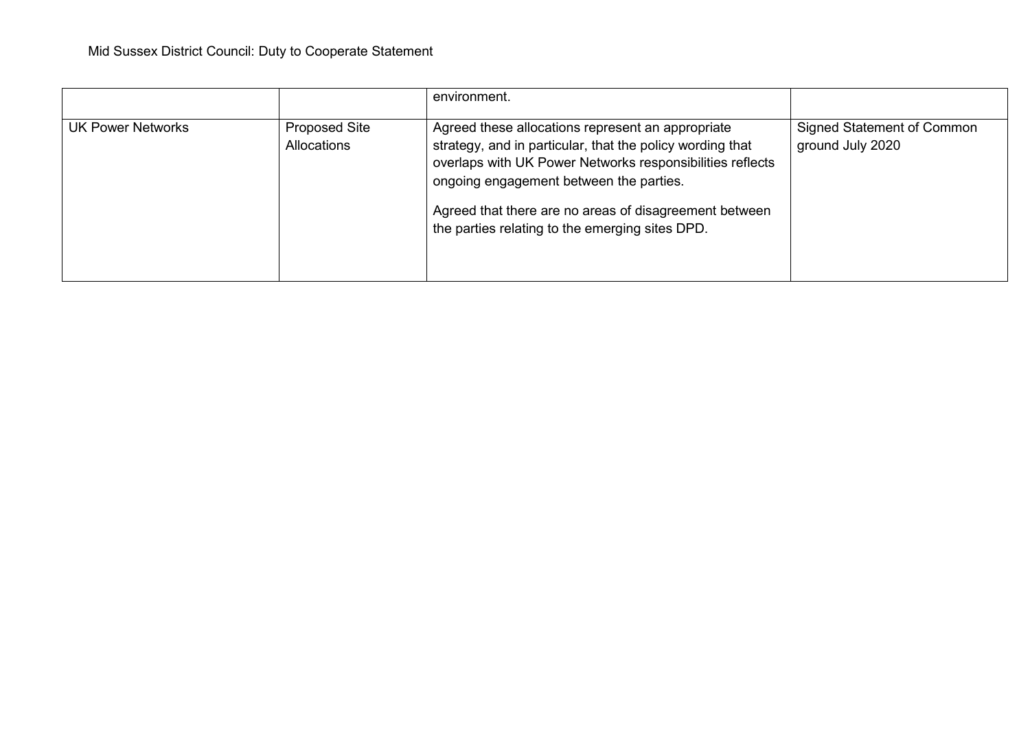| | | | |
|---|---|---|---|
| | | environment. | |
| UK Power Networks | Proposed Site Allocations | Agreed these allocations represent an appropriate strategy, and in particular, that the policy wording that overlaps with UK Power Networks responsibilities reflects ongoing engagement between the parties.<br><br>Agreed that there are no areas of disagreement between the parties relating to the emerging sites DPD. | Signed Statement of Common ground July 2020 |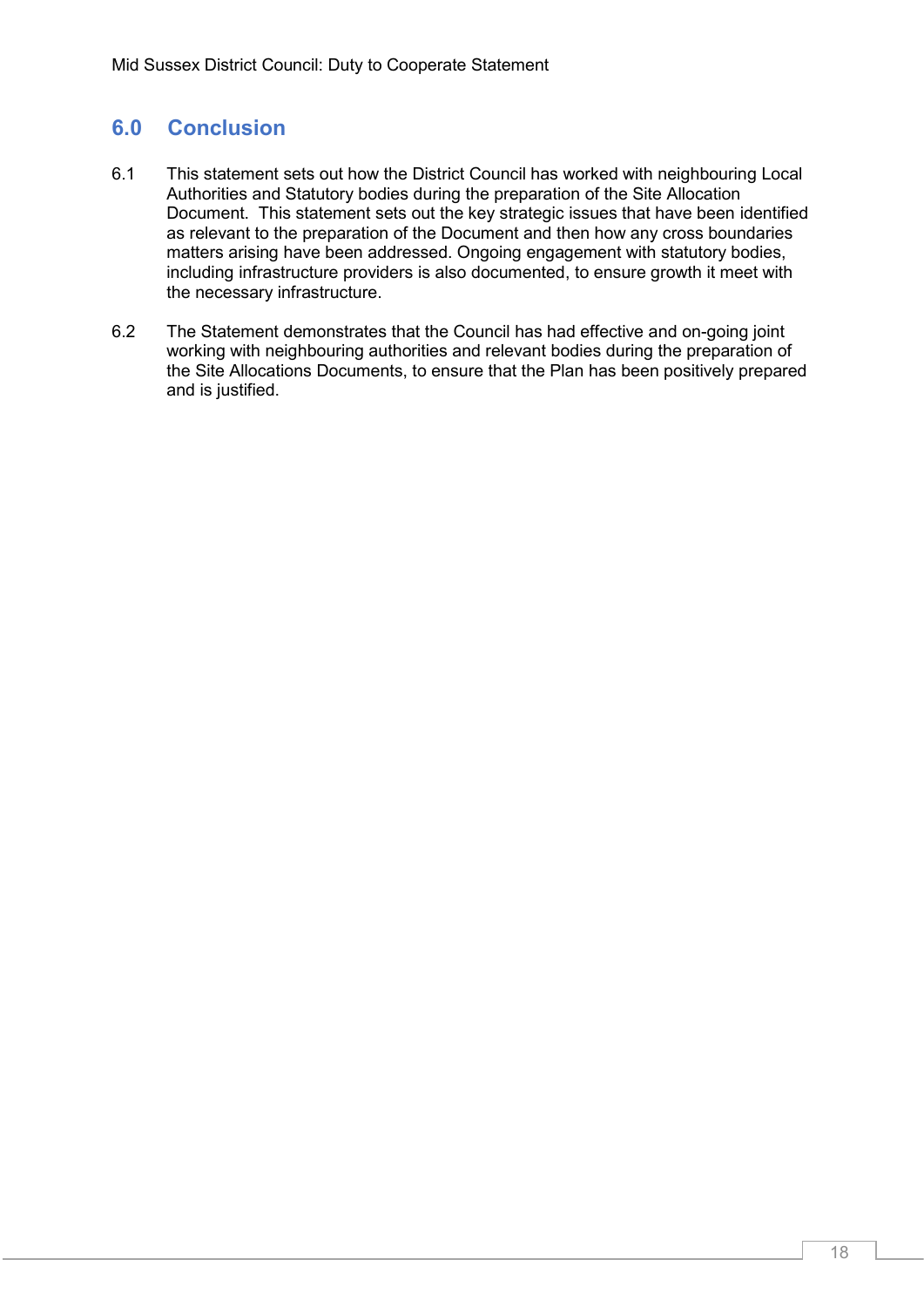## 6.0 Conclusion

6.1 This statement sets out how the District Council has worked with neighbouring Local Authorities and Statutory bodies during the preparation of the Site Allocation Document. This statement sets out the key strategic issues that have been identified as relevant to the preparation of the Document and then how any cross boundaries matters arising have been addressed. Ongoing engagement with statutory bodies, including infrastructure providers is also documented, to ensure growth it meet with the necessary infrastructure.

6.2 The Statement demonstrates that the Council has had effective and on-going joint working with neighbouring authorities and relevant bodies during the preparation of the Site Allocations Documents, to ensure that the Plan has been positively prepared and is justified.